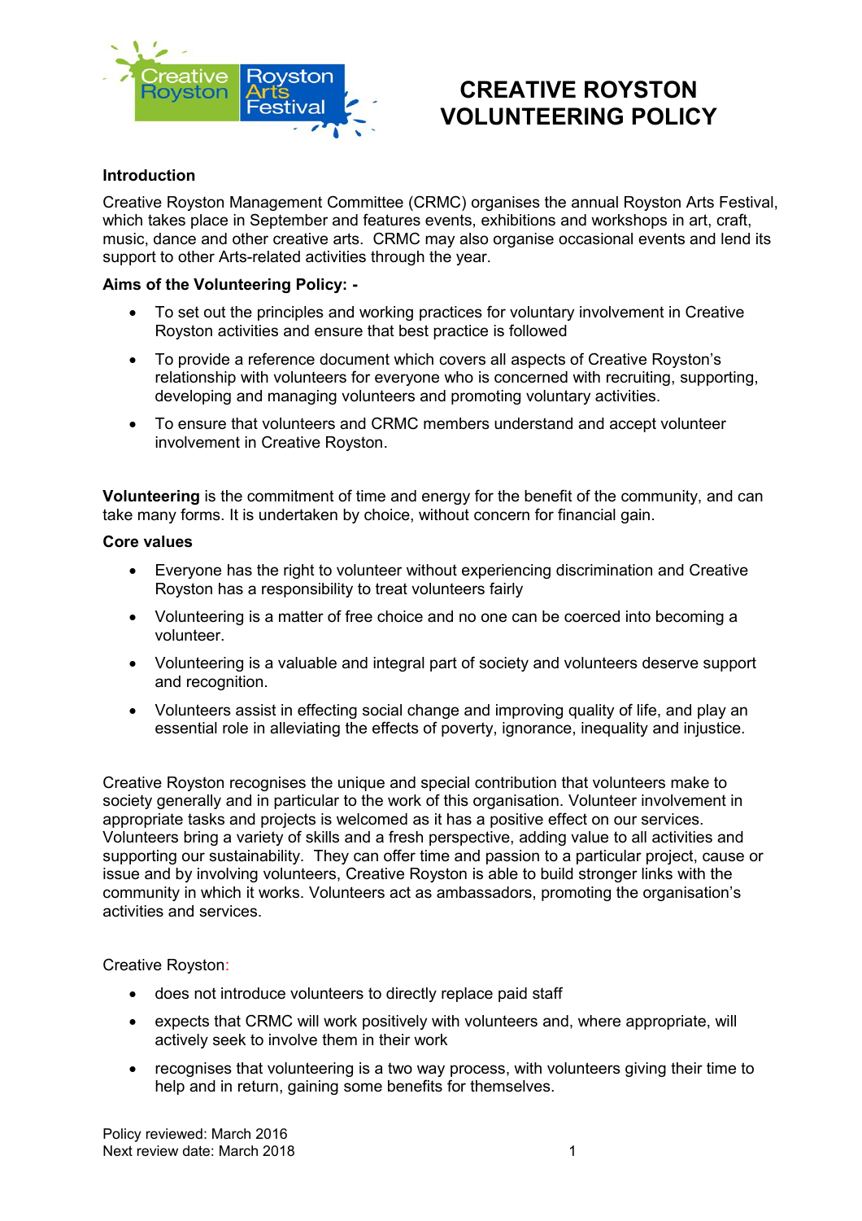# CREATIVE ROYSTON VOLUNTEERING POLICY

**Introduction**

Creative Royston Management Committee (CRMC) organises the annual Royston Arts Festival, which takes place in September and features events, exhibitions and workshops in art, craft, music, dance and other creative arts. CRMC may also organise occasional events and lend its support to other Arts-related activities through the year.

**Aims of the Volunteering Policy: -**

- To set out the principles and working practices for voluntary involvement in Creative Royston activities and ensure that best practice is followed
- To provide a reference document which covers all aspects of Creative Royston's relationship with volunteers for everyone who is concerned with recruiting, supporting, developing and managing volunteers and promoting voluntary activities.
- To ensure that volunteers and CRMC members understand and accept volunteer involvement in Creative Royston.

**Volunteering** is the commitment of time and energy for the benefit of the community, and can take many forms. It is undertaken by choice, without concern for financial gain.

**Core values**

- Everyone has the right to volunteer without experiencing discrimination and Creative Royston has a responsibility to treat volunteers fairly
- Volunteering is a matter of free choice and no one can be coerced into becoming a volunteer.
- Volunteering is a valuable and integral part of society and volunteers deserve support and recognition.
- Volunteers assist in effecting social change and improving quality of life, and play an essential role in alleviating the effects of poverty, ignorance, inequality and injustice.

Creative Royston recognises the unique and special contribution that volunteers make to society generally and in particular to the work of this organisation. Volunteer involvement in appropriate tasks and projects is welcomed as it has a positive effect on our services. Volunteers bring a variety of skills and a fresh perspective, adding value to all activities and supporting our sustainability. They can offer time and passion to a particular project, cause or issue and by involving volunteers, Creative Royston is able to build stronger links with the community in which it works. Volunteers act as ambassadors, promoting the organisation's activities and services.

Creative Royston:

- does not introduce volunteers to directly replace paid staff
- expects that CRMC will work positively with volunteers and, where appropriate, will actively seek to involve them in their work
- recognises that volunteering is a two way process, with volunteers giving their time to help and in return, gaining some benefits for themselves.

Policy reviewed: March 2016
Next review date: March 2018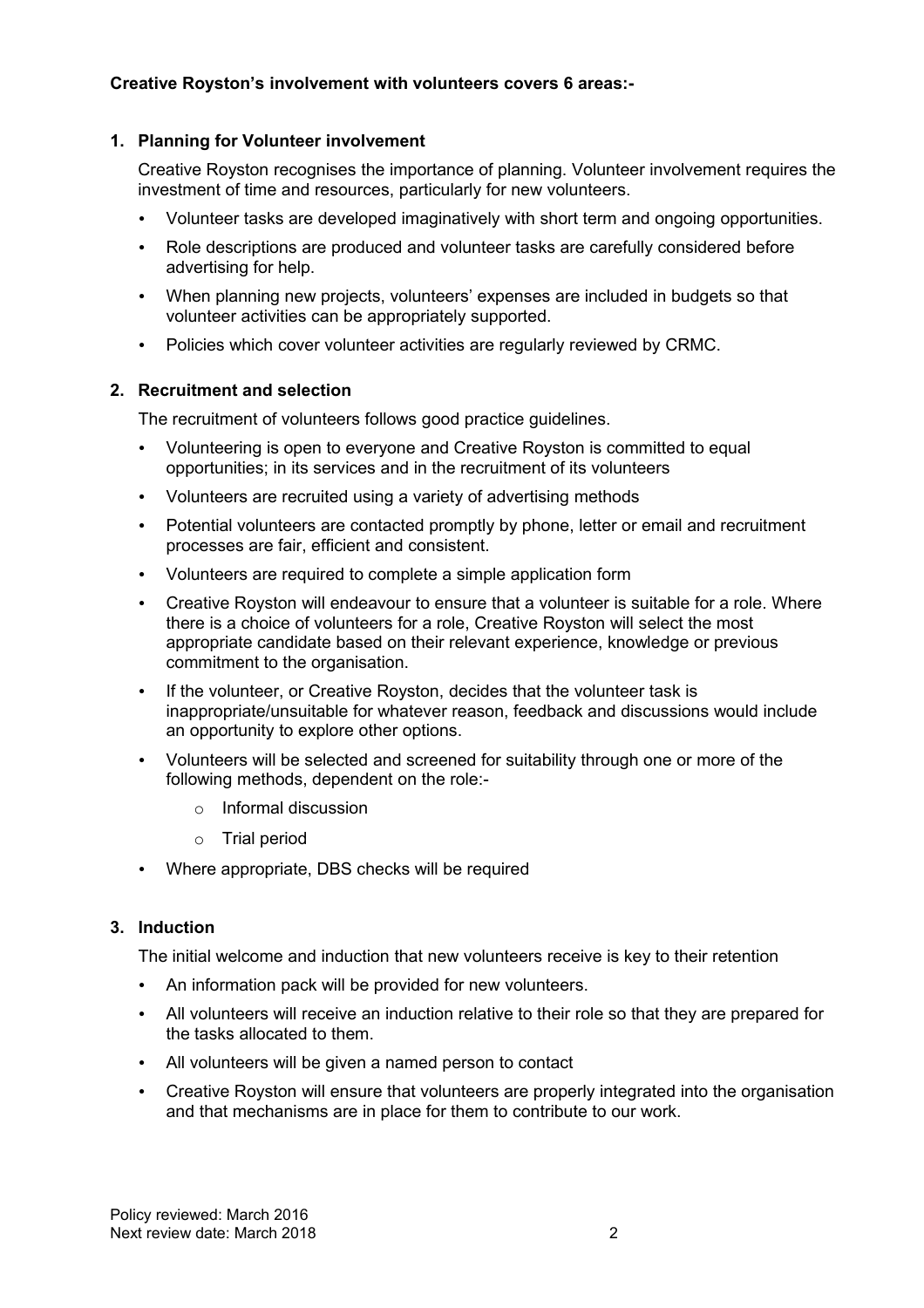**Creative Royston's involvement with volunteers covers 6 areas:-**

1. **Planning for Volunteer involvement**

   Creative Royston recognises the importance of planning. Volunteer involvement requires the investment of time and resources, particularly for new volunteers.

   - Volunteer tasks are developed imaginatively with short term and ongoing opportunities.
   - Role descriptions are produced and volunteer tasks are carefully considered before advertising for help.
   - When planning new projects, volunteers' expenses are included in budgets so that volunteer activities can be appropriately supported.
   - Policies which cover volunteer activities are regularly reviewed by CRMC.

2. **Recruitment and selection**

   The recruitment of volunteers follows good practice guidelines.

   - Volunteering is open to everyone and Creative Royston is committed to equal opportunities; in its services and in the recruitment of its volunteers
   - Volunteers are recruited using a variety of advertising methods
   - Potential volunteers are contacted promptly by phone, letter or email and recruitment processes are fair, efficient and consistent.
   - Volunteers are required to complete a simple application form
   - Creative Royston will endeavour to ensure that a volunteer is suitable for a role. Where there is a choice of volunteers for a role, Creative Royston will select the most appropriate candidate based on their relevant experience, knowledge or previous commitment to the organisation.
   - If the volunteer, or Creative Royston, decides that the volunteer task is inappropriate/unsuitable for whatever reason, feedback and discussions would include an opportunity to explore other options.
   - Volunteers will be selected and screened for suitability through one or more of the following methods, dependent on the role:-
     - Informal discussion
     - Trial period
   - Where appropriate, DBS checks will be required

3. **Induction**

   The initial welcome and induction that new volunteers receive is key to their retention

   - An information pack will be provided for new volunteers.
   - All volunteers will receive an induction relative to their role so that they are prepared for the tasks allocated to them.
   - All volunteers will be given a named person to contact
   - Creative Royston will ensure that volunteers are properly integrated into the organisation and that mechanisms are in place for them to contribute to our work.

Policy reviewed: March 2016
Next review date: March 2018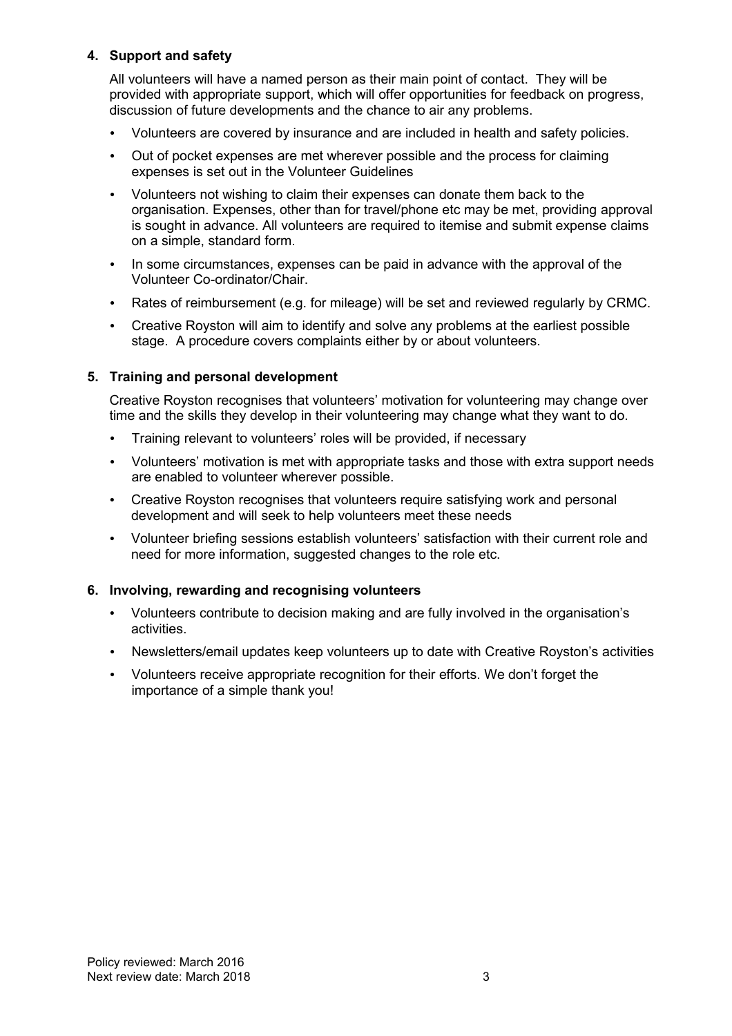## 4. Support and safety

All volunteers will have a named person as their main point of contact. They will be provided with appropriate support, which will offer opportunities for feedback on progress, discussion of future developments and the chance to air any problems.

- Volunteers are covered by insurance and are included in health and safety policies.
- Out of pocket expenses are met wherever possible and the process for claiming expenses is set out in the Volunteer Guidelines
- Volunteers not wishing to claim their expenses can donate them back to the organisation. Expenses, other than for travel/phone etc may be met, providing approval is sought in advance. All volunteers are required to itemise and submit expense claims on a simple, standard form.
- In some circumstances, expenses can be paid in advance with the approval of the Volunteer Co-ordinator/Chair.
- Rates of reimbursement (e.g. for mileage) will be set and reviewed regularly by CRMC.
- Creative Royston will aim to identify and solve any problems at the earliest possible stage. A procedure covers complaints either by or about volunteers.

## 5. Training and personal development

Creative Royston recognises that volunteers' motivation for volunteering may change over time and the skills they develop in their volunteering may change what they want to do.

- Training relevant to volunteers' roles will be provided, if necessary
- Volunteers' motivation is met with appropriate tasks and those with extra support needs are enabled to volunteer wherever possible.
- Creative Royston recognises that volunteers require satisfying work and personal development and will seek to help volunteers meet these needs
- Volunteer briefing sessions establish volunteers' satisfaction with their current role and need for more information, suggested changes to the role etc.

## 6. Involving, rewarding and recognising volunteers

- Volunteers contribute to decision making and are fully involved in the organisation's activities.
- Newsletters/email updates keep volunteers up to date with Creative Royston's activities
- Volunteers receive appropriate recognition for their efforts. We don't forget the importance of a simple thank you!

Policy reviewed: March 2016
Next review date: March 2018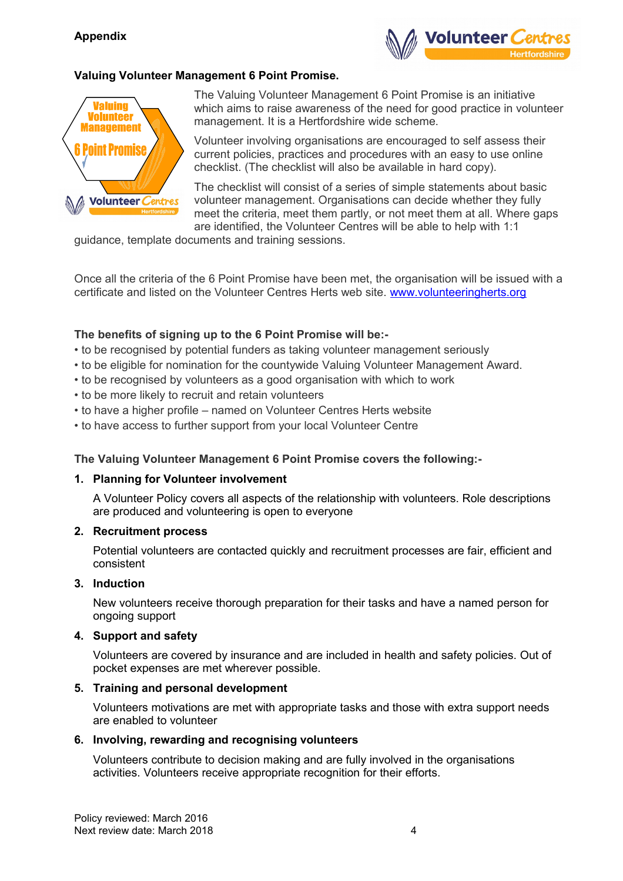**Appendix**

## Valuing Volunteer Management 6 Point Promise.

The Valuing Volunteer Management 6 Point Promise is an initiative which aims to raise awareness of the need for good practice in volunteer management. It is a Hertfordshire wide scheme.

Volunteer involving organisations are encouraged to self assess their current policies, practices and procedures with an easy to use online checklist. (The checklist will also be available in hard copy).

The checklist will consist of a series of simple statements about basic volunteer management. Organisations can decide whether they fully meet the criteria, meet them partly, or not meet them at all. Where gaps are identified, the Volunteer Centres will be able to help with 1:1 guidance, template documents and training sessions.

Once all the criteria of the 6 Point Promise have been met, the organisation will be issued with a certificate and listed on the Volunteer Centres Herts web site. [www.volunteeringherts.org](http://www.volunteeringherts.org)

### The benefits of signing up to the 6 Point Promise will be:-

- to be recognised by potential funders as taking volunteer management seriously
- to be eligible for nomination for the countywide Valuing Volunteer Management Award.
- to be recognised by volunteers as a good organisation with which to work
- to be more likely to recruit and retain volunteers
- to have a higher profile – named on Volunteer Centres Herts website
- to have access to further support from your local Volunteer Centre

### The Valuing Volunteer Management 6 Point Promise covers the following:-

1. **Planning for Volunteer involvement**

   A Volunteer Policy covers all aspects of the relationship with volunteers. Role descriptions are produced and volunteering is open to everyone

2. **Recruitment process**

   Potential volunteers are contacted quickly and recruitment processes are fair, efficient and consistent

3. **Induction**

   New volunteers receive thorough preparation for their tasks and have a named person for ongoing support

4. **Support and safety**

   Volunteers are covered by insurance and are included in health and safety policies. Out of pocket expenses are met wherever possible.

5. **Training and personal development**

   Volunteers motivations are met with appropriate tasks and those with extra support needs are enabled to volunteer

6. **Involving, rewarding and recognising volunteers**

   Volunteers contribute to decision making and are fully involved in the organisations activities. Volunteers receive appropriate recognition for their efforts.

Policy reviewed: March 2016
Next review date: March 2018